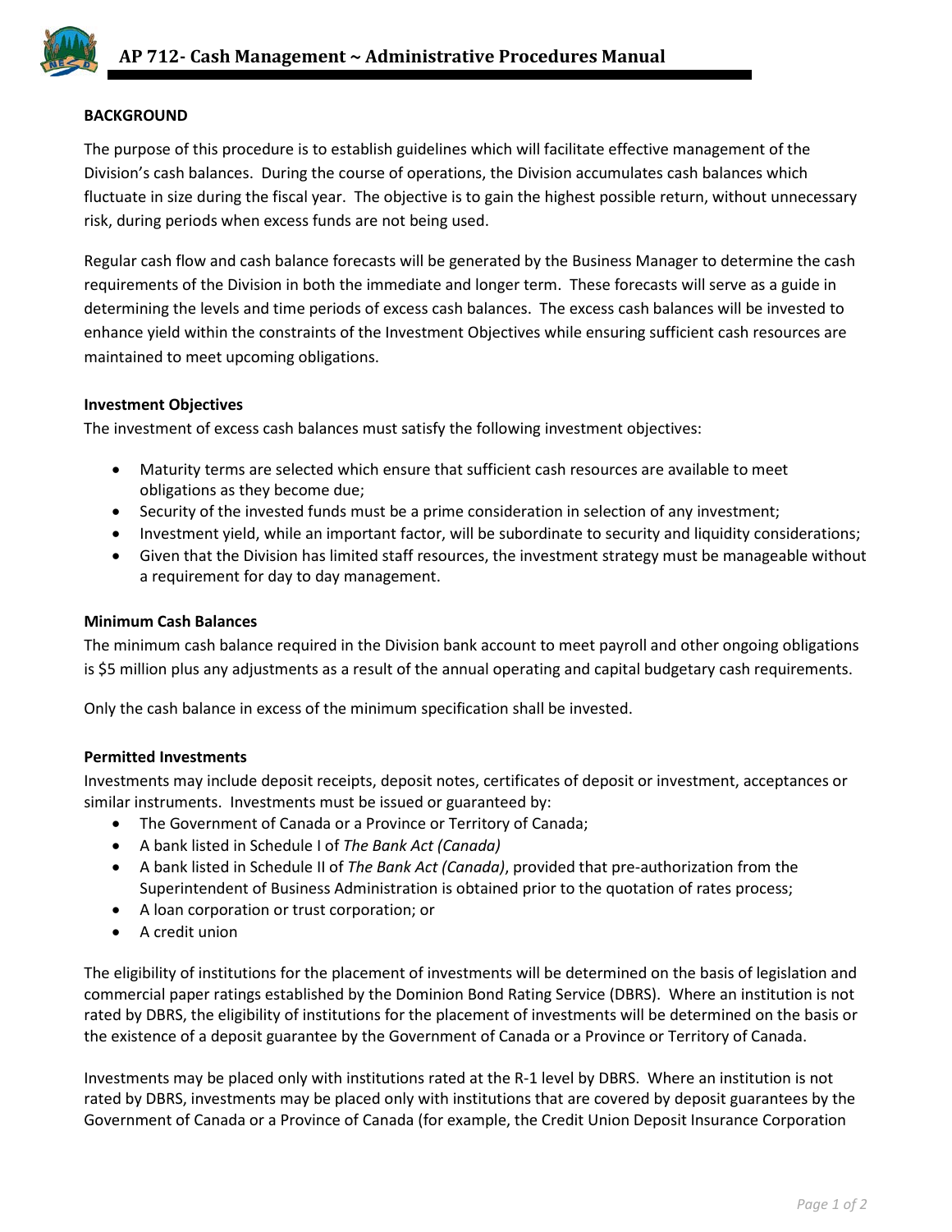# AP 712- Cash Management ~ Administrative Procedures Manual

**BACKGROUND**

The purpose of this procedure is to establish guidelines which will facilitate effective management of the Division's cash balances. During the course of operations, the Division accumulates cash balances which fluctuate in size during the fiscal year. The objective is to gain the highest possible return, without unnecessary risk, during periods when excess funds are not being used.

Regular cash flow and cash balance forecasts will be generated by the Business Manager to determine the cash requirements of the Division in both the immediate and longer term. These forecasts will serve as a guide in determining the levels and time periods of excess cash balances. The excess cash balances will be invested to enhance yield within the constraints of the Investment Objectives while ensuring sufficient cash resources are maintained to meet upcoming obligations.

**Investment Objectives**

The investment of excess cash balances must satisfy the following investment objectives:

- Maturity terms are selected which ensure that sufficient cash resources are available to meet obligations as they become due;
- Security of the invested funds must be a prime consideration in selection of any investment;
- Investment yield, while an important factor, will be subordinate to security and liquidity considerations;
- Given that the Division has limited staff resources, the investment strategy must be manageable without a requirement for day to day management.

**Minimum Cash Balances**

The minimum cash balance required in the Division bank account to meet payroll and other ongoing obligations is $5 million plus any adjustments as a result of the annual operating and capital budgetary cash requirements.

Only the cash balance in excess of the minimum specification shall be invested.

**Permitted Investments**

Investments may include deposit receipts, deposit notes, certificates of deposit or investment, acceptances or similar instruments. Investments must be issued or guaranteed by:

- The Government of Canada or a Province or Territory of Canada;
- A bank listed in Schedule I of *The Bank Act (Canada)*
- A bank listed in Schedule II of *The Bank Act (Canada)*, provided that pre-authorization from the Superintendent of Business Administration is obtained prior to the quotation of rates process;
- A loan corporation or trust corporation; or
- A credit union

The eligibility of institutions for the placement of investments will be determined on the basis of legislation and commercial paper ratings established by the Dominion Bond Rating Service (DBRS). Where an institution is not rated by DBRS, the eligibility of institutions for the placement of investments will be determined on the basis or the existence of a deposit guarantee by the Government of Canada or a Province or Territory of Canada.

Investments may be placed only with institutions rated at the R-1 level by DBRS. Where an institution is not rated by DBRS, investments may be placed only with institutions that are covered by deposit guarantees by the Government of Canada or a Province of Canada (for example, the Credit Union Deposit Insurance Corporation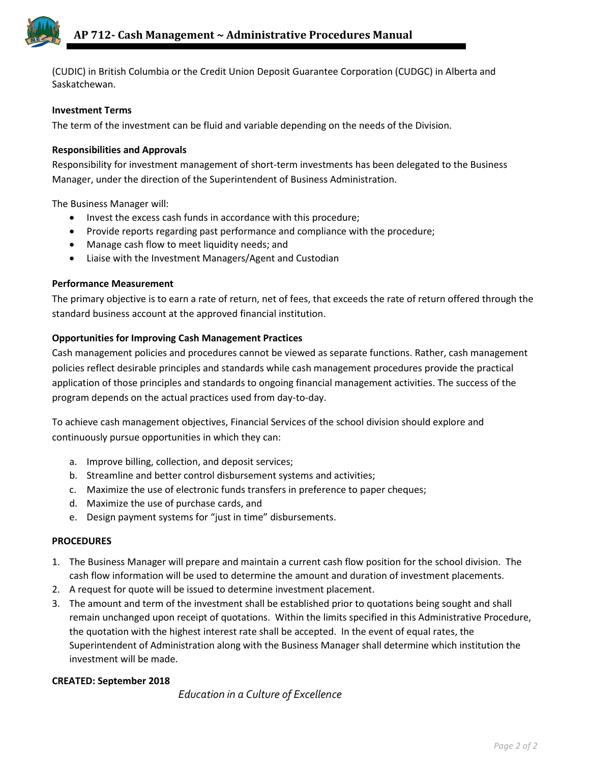(CUDIC) in British Columbia or the Credit Union Deposit Guarantee Corporation (CUDGC) in Alberta and Saskatchewan.

**Investment Terms**

The term of the investment can be fluid and variable depending on the needs of the Division.

**Responsibilities and Approvals**

Responsibility for investment management of short-term investments has been delegated to the Business Manager, under the direction of the Superintendent of Business Administration.

The Business Manager will:

- Invest the excess cash funds in accordance with this procedure;
- Provide reports regarding past performance and compliance with the procedure;
- Manage cash flow to meet liquidity needs; and
- Liaise with the Investment Managers/Agent and Custodian

**Performance Measurement**

The primary objective is to earn a rate of return, net of fees, that exceeds the rate of return offered through the standard business account at the approved financial institution.

**Opportunities for Improving Cash Management Practices**

Cash management policies and procedures cannot be viewed as separate functions. Rather, cash management policies reflect desirable principles and standards while cash management procedures provide the practical application of those principles and standards to ongoing financial management activities. The success of the program depends on the actual practices used from day-to-day.

To achieve cash management objectives, Financial Services of the school division should explore and continuously pursue opportunities in which they can:

a. Improve billing, collection, and deposit services;
b. Streamline and better control disbursement systems and activities;
c. Maximize the use of electronic funds transfers in preference to paper cheques;
d. Maximize the use of purchase cards, and
e. Design payment systems for "just in time" disbursements.

**PROCEDURES**

1. The Business Manager will prepare and maintain a current cash flow position for the school division. The cash flow information will be used to determine the amount and duration of investment placements.
2. A request for quote will be issued to determine investment placement.
3. The amount and term of the investment shall be established prior to quotations being sought and shall remain unchanged upon receipt of quotations. Within the limits specified in this Administrative Procedure, the quotation with the highest interest rate shall be accepted. In the event of equal rates, the Superintendent of Administration along with the Business Manager shall determine which institution the investment will be made.

**CREATED: September 2018**

*Education in a Culture of Excellence*